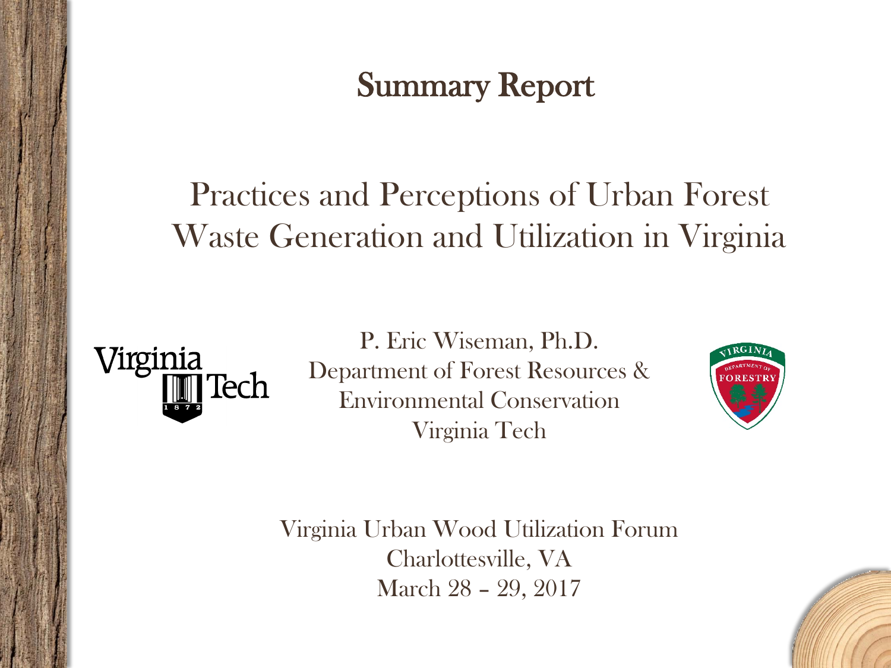# Summary Report

## Practices and Perceptions of Urban Forest Waste Generation and Utilization in Virginia

P. Eric Wiseman, Ph.D.
Department of Forest Resources & Environmental Conservation
Virginia Tech

Virginia Urban Wood Utilization Forum
Charlottesville, VA
March 28 – 29, 2017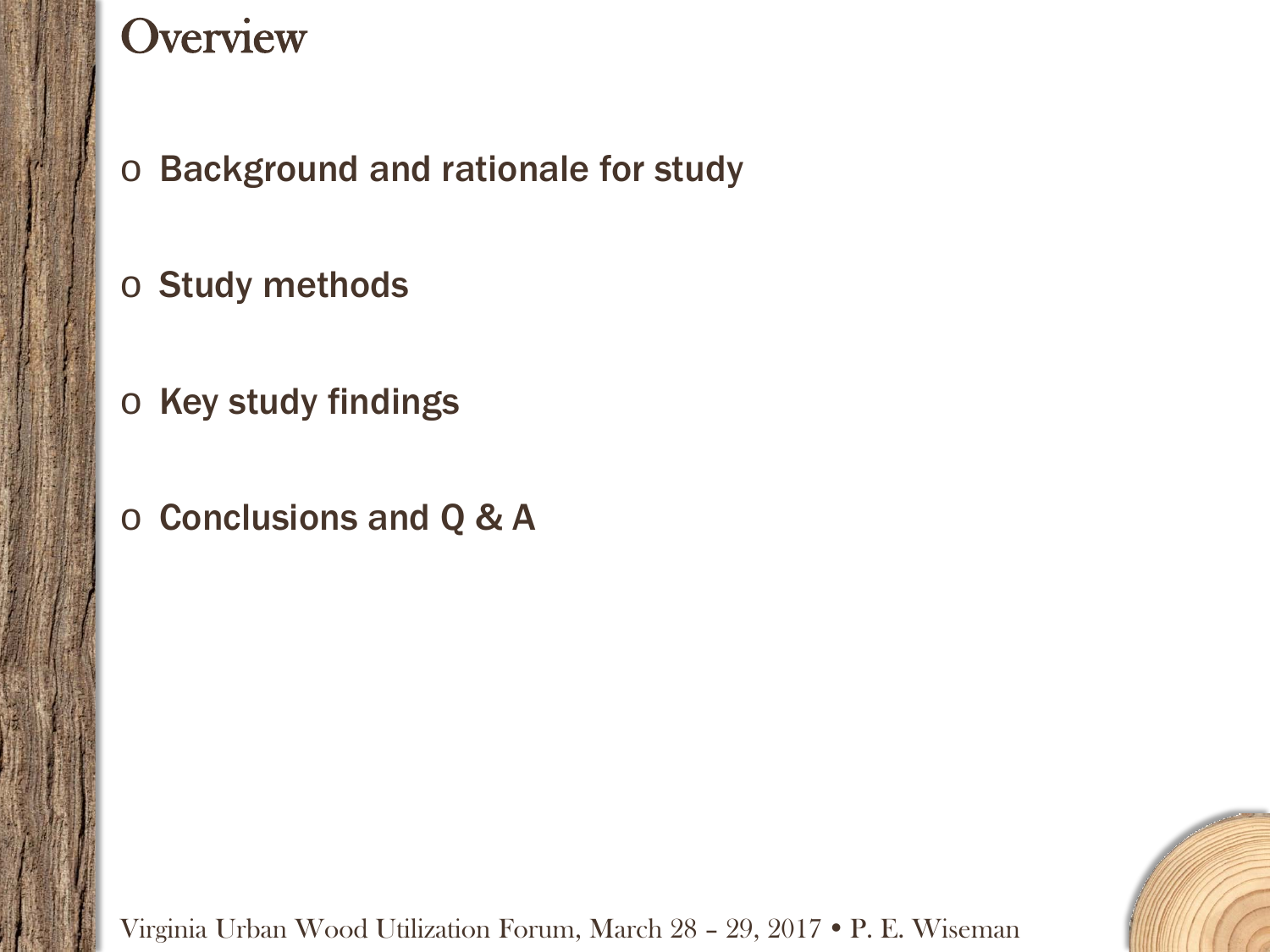# Overview

- Background and rationale for study
- Study methods
- Key study findings
- Conclusions and Q & A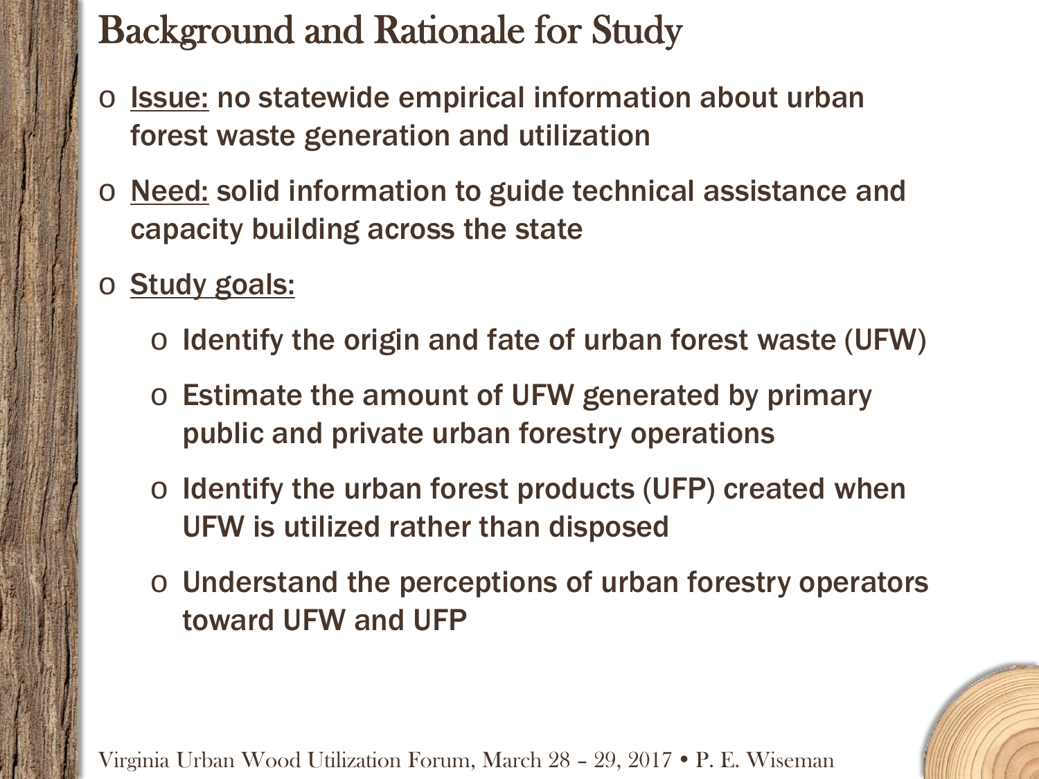# Background and Rationale for Study

- Issue: no statewide empirical information about urban forest waste generation and utilization
- Need: solid information to guide technical assistance and capacity building across the state
- Study goals:
  - Identify the origin and fate of urban forest waste (UFW)
  - Estimate the amount of UFW generated by primary public and private urban forestry operations
  - Identify the urban forest products (UFP) created when UFW is utilized rather than disposed
  - Understand the perceptions of urban forestry operators toward UFW and UFP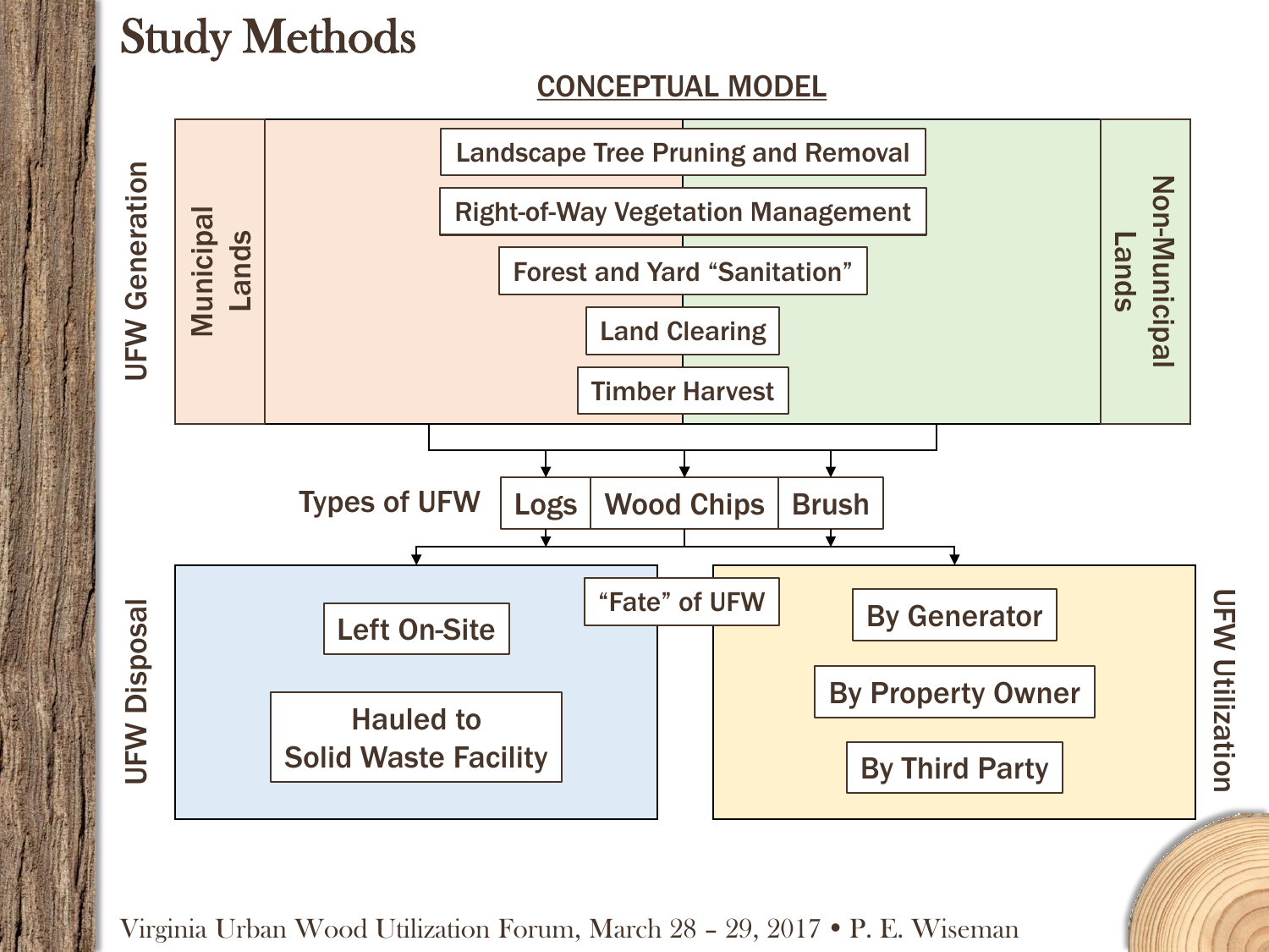# Study Methods

## CONCEPTUAL MODEL

**UFW Generation**

- Municipal Lands
- Non-Municipal Lands

Sources:

- Landscape Tree Pruning and Removal
- Right-of-Way Vegetation Management
- Forest and Yard "Sanitation"
- Land Clearing
- Timber Harvest

**Types of UFW**

- Logs
- Wood Chips
- Brush

**"Fate" of UFW**

**UFW Disposal**

- Left On-Site
- Hauled to Solid Waste Facility

**UFW Utilization**

- By Generator
- By Property Owner
- By Third Party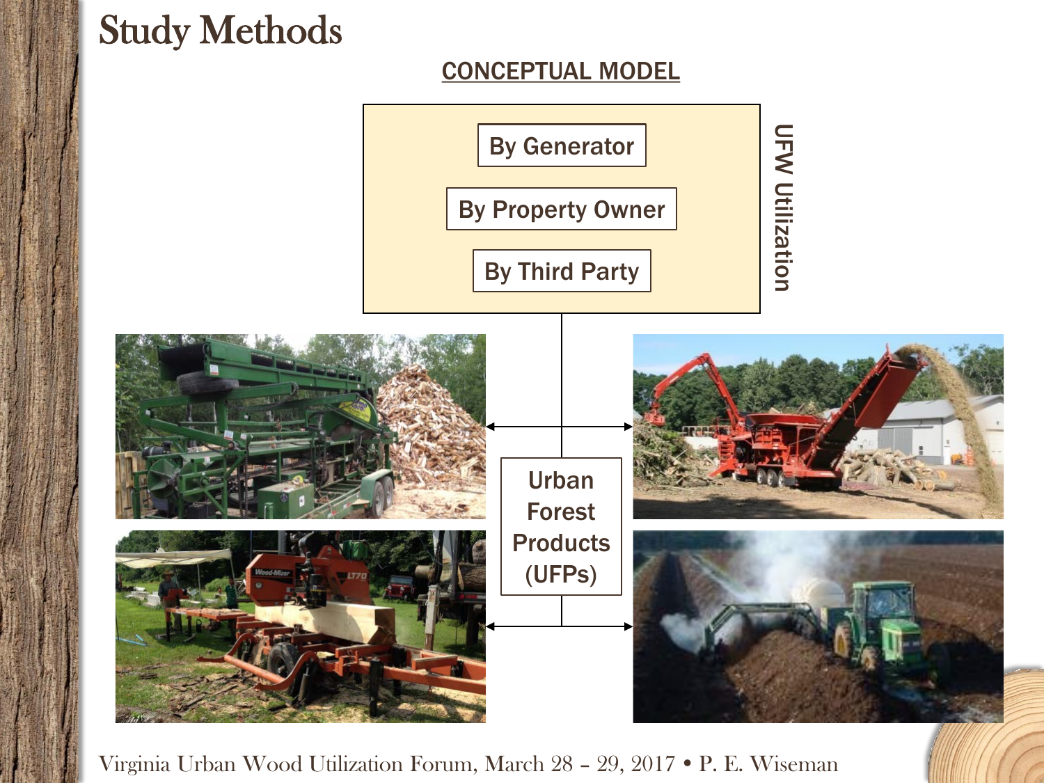# Study Methods

## CONCEPTUAL MODEL

**UFW Utilization**

- By Generator
- By Property Owner
- By Third Party

Urban Forest Products (UFPs)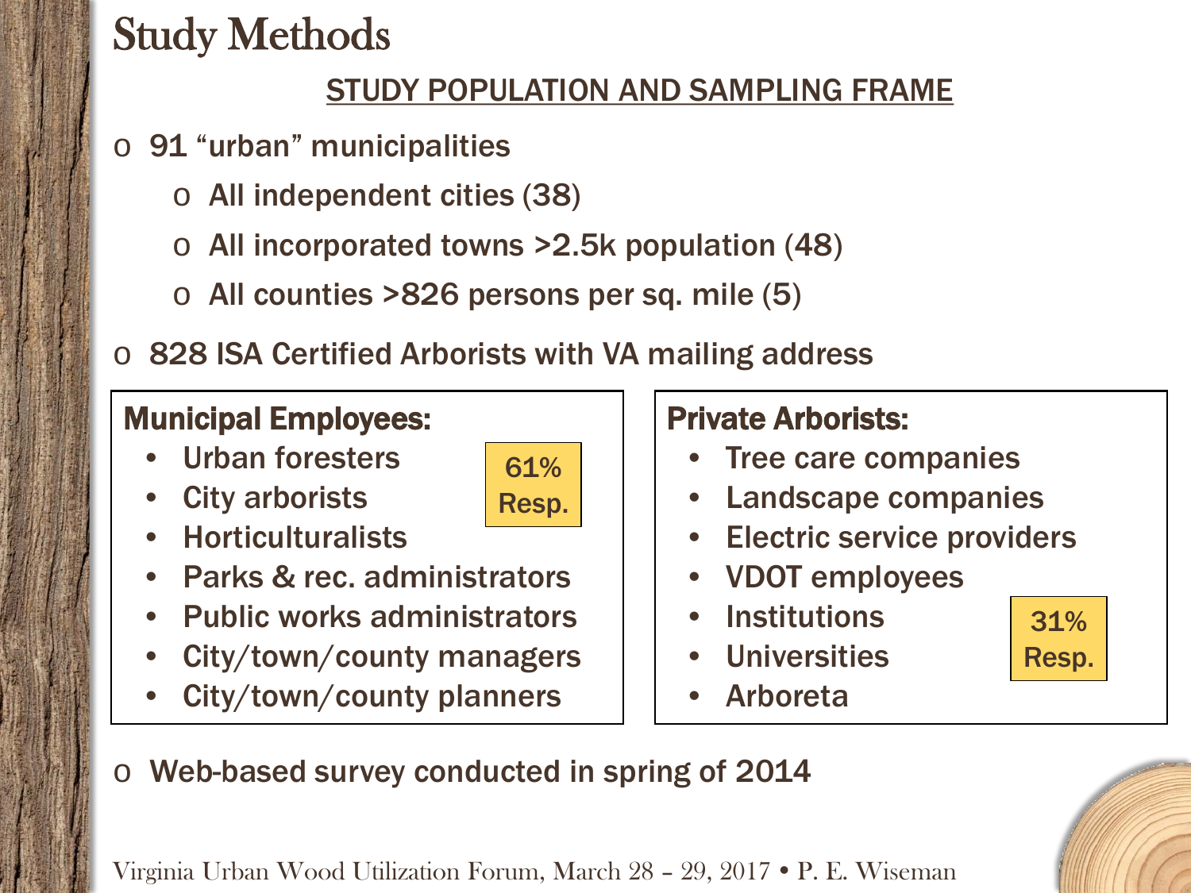# Study Methods

## STUDY POPULATION AND SAMPLING FRAME

- 91 "urban" municipalities
  - All independent cities (38)
  - All incorporated towns >2.5k population (48)
  - All counties >826 persons per sq. mile (5)
- 828 ISA Certified Arborists with VA mailing address

**Municipal Employees:**

- Urban foresters
- City arborists
- Horticulturalists
- Parks & rec. administrators
- Public works administrators
- City/town/county managers
- City/town/county planners

61% Resp.

**Private Arborists:**

- Tree care companies
- Landscape companies
- Electric service providers
- VDOT employees
- Institutions
- Universities
- Arboreta

31% Resp.

- Web-based survey conducted in spring of 2014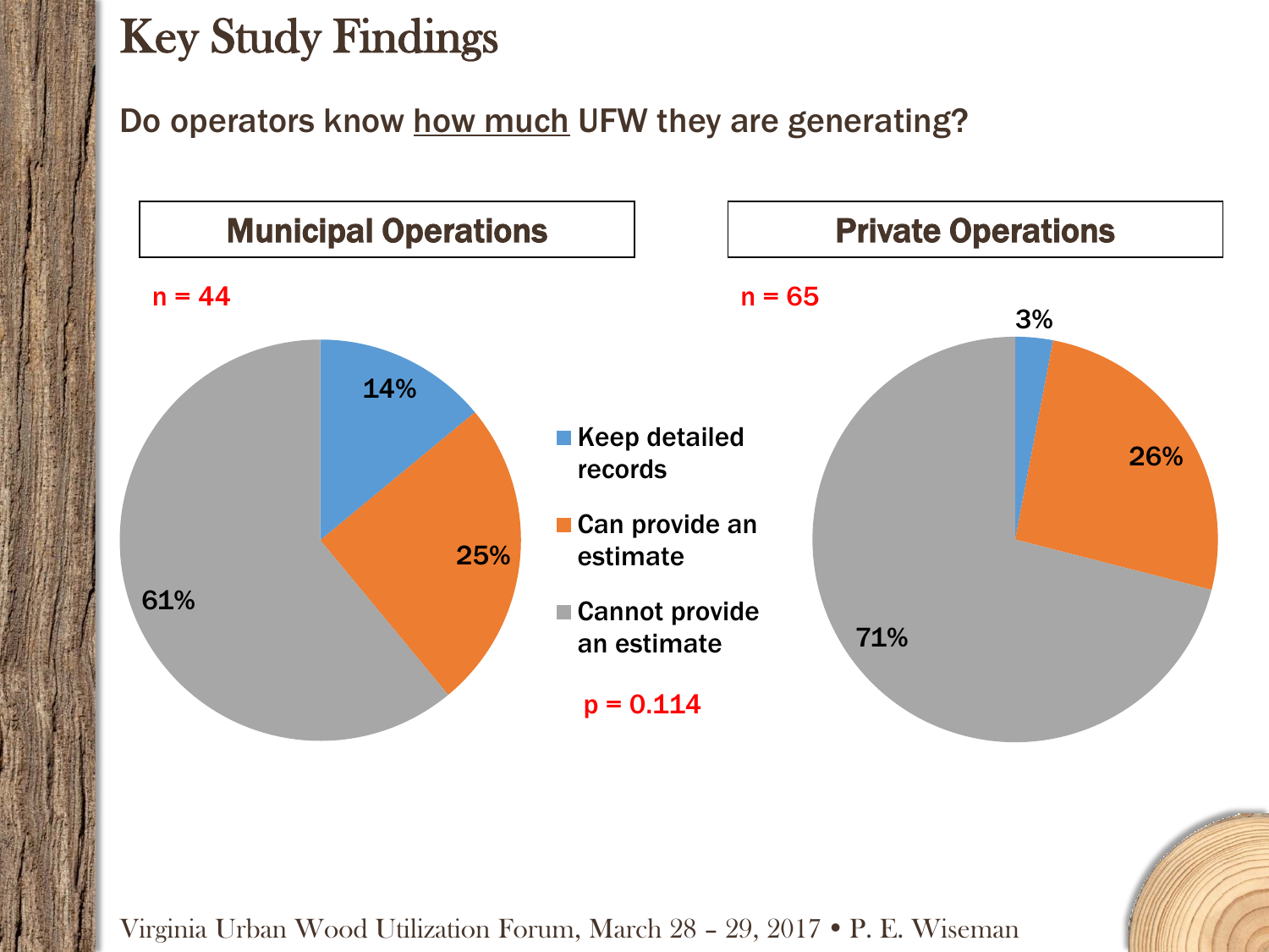# Key Study Findings

Do operators know how much UFW they are generating?

| | Municipal Operations ($n = 44$) | Private Operations ($n = 65$) |
|---|---|---|
| Keep detailed records | 14% | 3% |
| Can provide an estimate | 25% | 26% |
| Cannot provide an estimate | 61% | 71% |

$p = 0.114$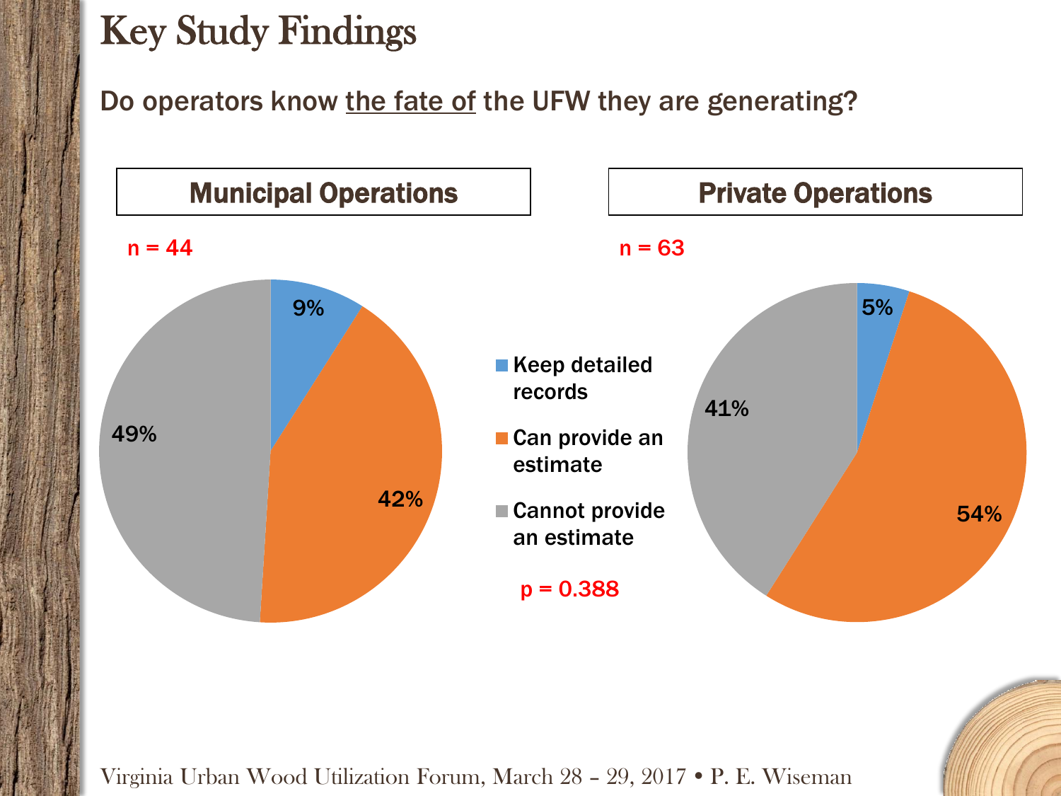# Key Study Findings

Do operators know the fate of the UFW they are generating?

| | Municipal Operations (n = 44) | Private Operations (n = 63) |
|---|---|---|
| Keep detailed records | 9% | 5% |
| Can provide an estimate | 42% | 54% |
| Cannot provide an estimate | 49% | 41% |

$p = 0.388$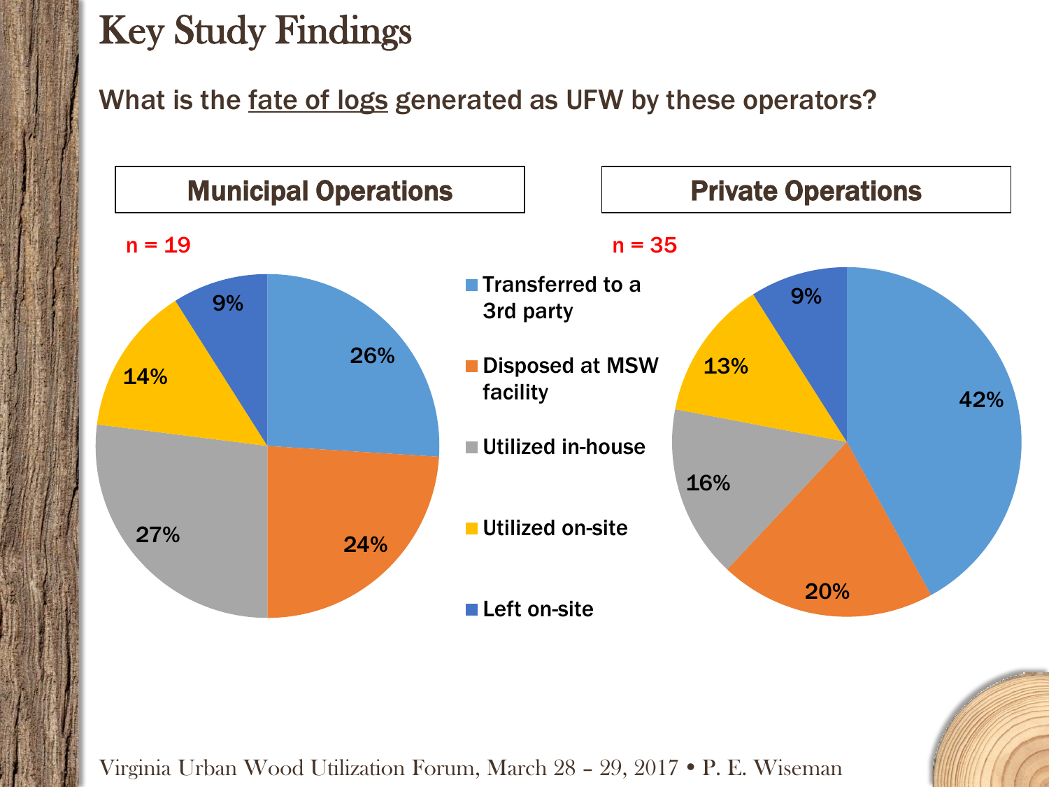# Key Study Findings

What is the fate of logs generated as UFW by these operators?

| Fate of logs | Municipal Operations (n = 19) | Private Operations (n = 35) |
|---|---|---|
| Transferred to a 3rd party | 26% | 42% |
| Disposed at MSW facility | 24% | 20% |
| Utilized in-house | 27% | 16% |
| Utilized on-site | 14% | 13% |
| Left on-site | 9% | 9% |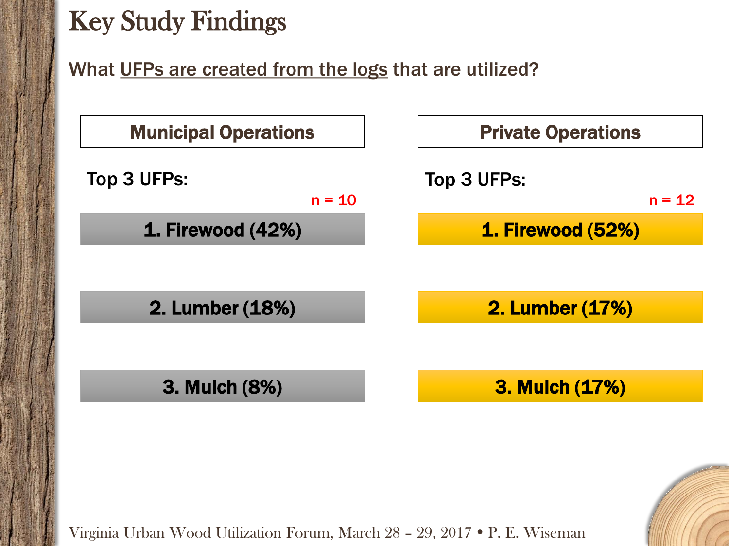# Key Study Findings

What UFPs are created from the logs that are utilized?

## Municipal Operations

**Top 3 UFPs:**

n = 10

1. Firewood (42%)
2. Lumber (18%)
3. Mulch (8%)

## Private Operations

**Top 3 UFPs:**

n = 12

1. Firewood (52%)
2. Lumber (17%)
3. Mulch (17%)

Virginia Urban Wood Utilization Forum, March 28 – 29, 2017 • P. E. Wiseman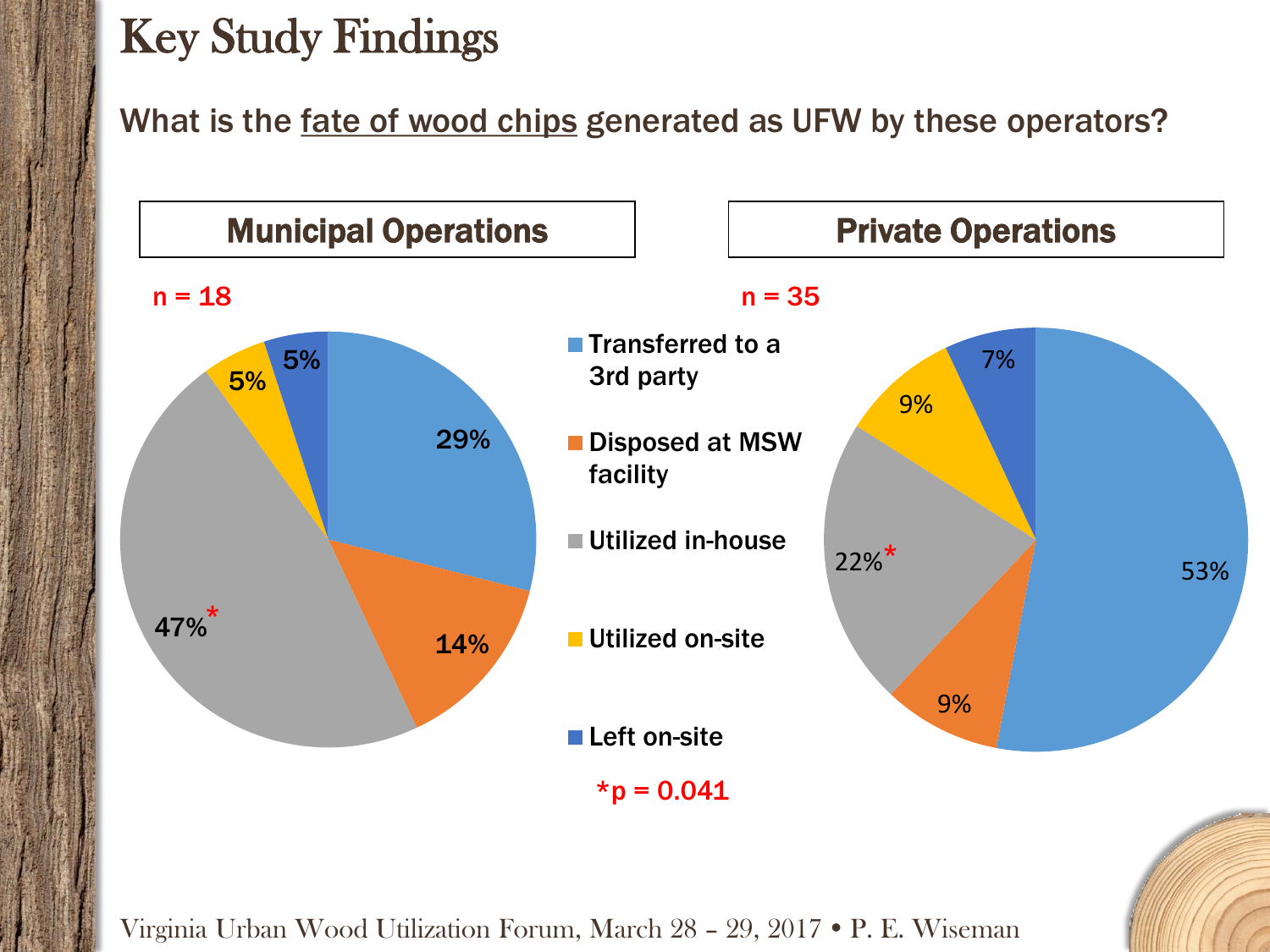# Key Study Findings

## What is the fate of wood chips generated as UFW by these operators?

| Fate | Municipal Operations (n = 18) | Private Operations (n = 35) |
|---|---|---|
| Transferred to a 3rd party | 29% | 53% |
| Disposed at MSW facility | 14% | 9% |
| Utilized in-house | 47%* | 22%* |
| Utilized on-site | 5% | 9% |
| Left on-site | 5% | 7% |

*$p = 0.041$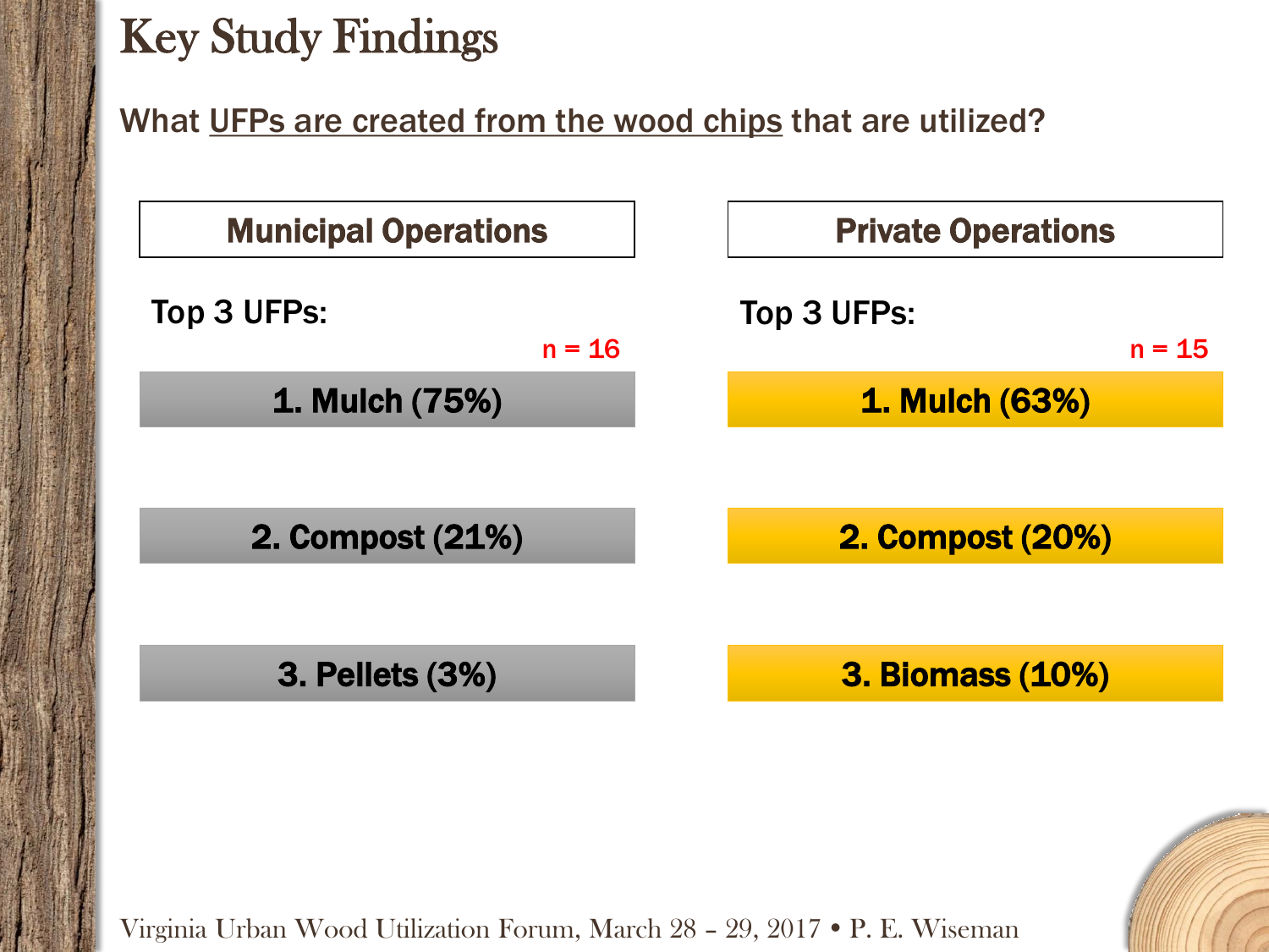# Key Study Findings

What UFPs are created from the wood chips that are utilized?

**Municipal Operations**

Top 3 UFPs:

n = 16

1. Mulch (75%)
2. Compost (21%)
3. Pellets (3%)

**Private Operations**

Top 3 UFPs:

n = 15

1. Mulch (63%)
2. Compost (20%)
3. Biomass (10%)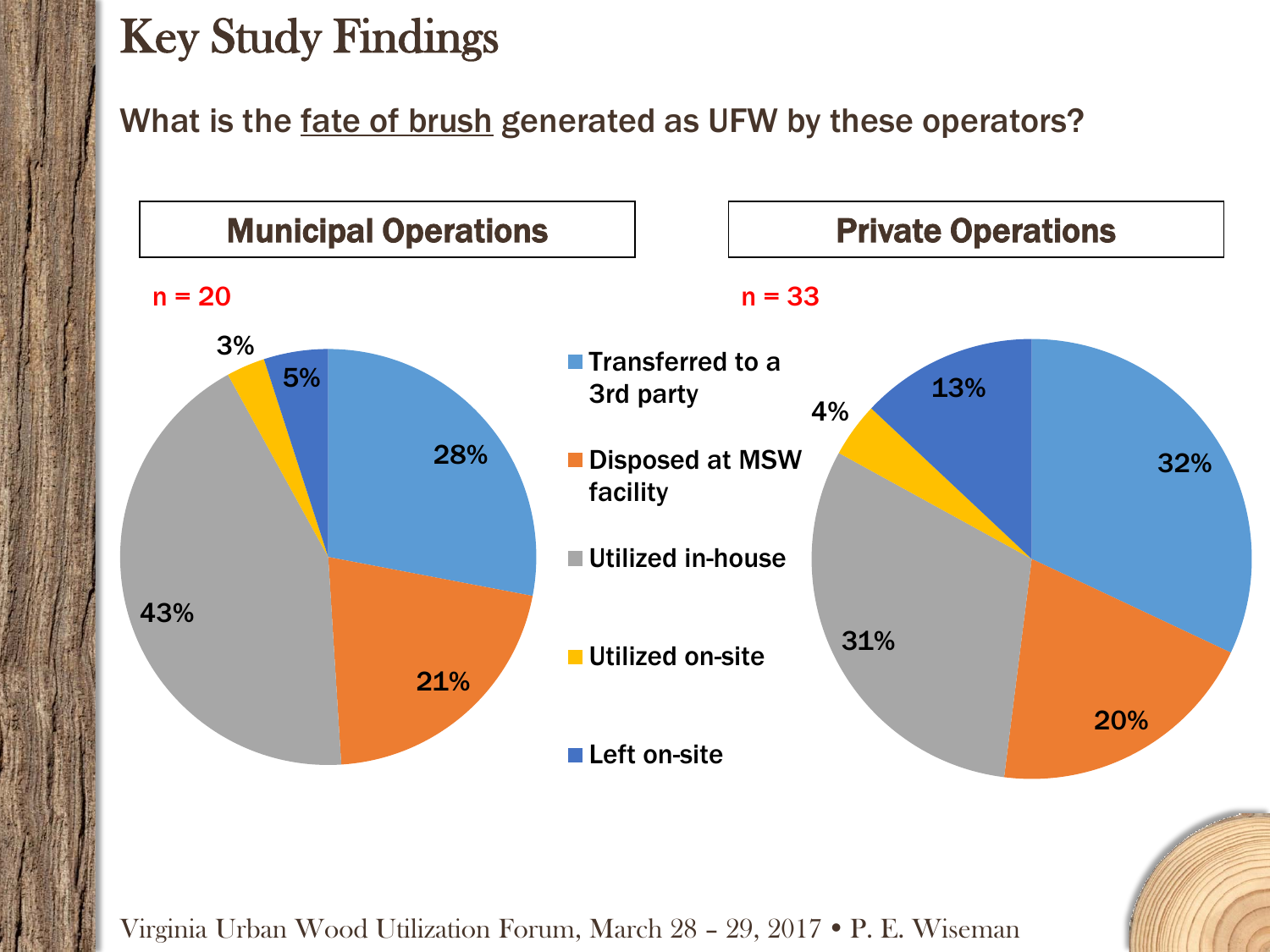# Key Study Findings

What is the fate of brush generated as UFW by these operators?

## Municipal Operations

n = 20

| Fate | Percentage |
| --- | --- |
| Transferred to a 3rd party | 28% |
| Disposed at MSW facility | 21% |
| Utilized in-house | 43% |
| Utilized on-site | 3% |
| Left on-site | 5% |

## Private Operations

n = 33

| Fate | Percentage |
| --- | --- |
| Transferred to a 3rd party | 32% |
| Disposed at MSW facility | 20% |
| Utilized in-house | 31% |
| Utilized on-site | 4% |
| Left on-site | 13% |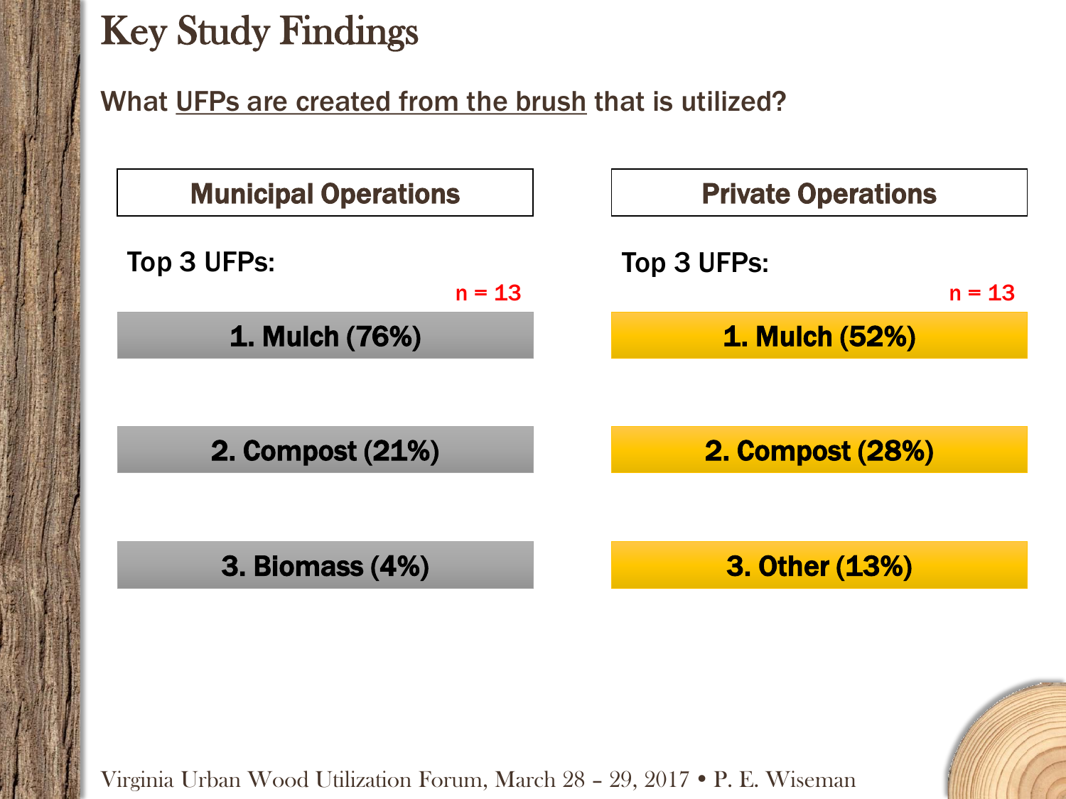# Key Study Findings

What UFPs are created from the brush that is utilized?

## Municipal Operations

Top 3 UFPs:

n = 13

1. Mulch (76%)
2. Compost (21%)
3. Biomass (4%)

## Private Operations

Top 3 UFPs:

n = 13

1. Mulch (52%)
2. Compost (28%)
3. Other (13%)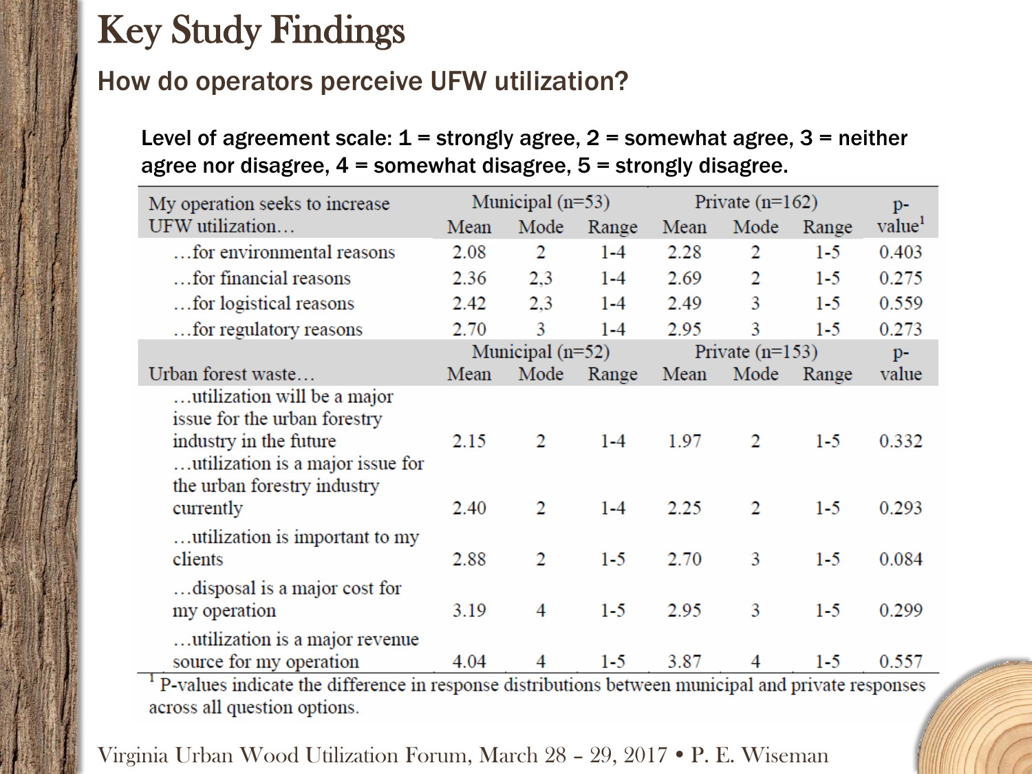# Key Study Findings

## How do operators perceive UFW utilization?

**Level of agreement scale: 1 = strongly agree, 2 = somewhat agree, 3 = neither agree nor disagree, 4 = somewhat disagree, 5 = strongly disagree.**

| My operation seeks to increase UFW utilization… | Municipal (n=53) | | | Private (n=162) | | | p-value[1] |
|---|---|---|---|---|---|---|---|
| | Mean | Mode | Range | Mean | Mode | Range | |
| …for environmental reasons | 2.08 | 2 | 1-4 | 2.28 | 2 | 1-5 | 0.403 |
| …for financial reasons | 2.36 | 2,3 | 1-4 | 2.69 | 2 | 1-5 | 0.275 |
| …for logistical reasons | 2.42 | 2,3 | 1-4 | 2.49 | 3 | 1-5 | 0.559 |
| …for regulatory reasons | 2.70 | 3 | 1-4 | 2.95 | 3 | 1-5 | 0.273 |
| | Municipal (n=52) | | | Private (n=153) | | | p-value |
| Urban forest waste… | Mean | Mode | Range | Mean | Mode | Range | |
| …utilization will be a major issue for the urban forestry industry in the future | 2.15 | 2 | 1-4 | 1.97 | 2 | 1-5 | 0.332 |
| …utilization is a major issue for the urban forestry industry currently | 2.40 | 2 | 1-4 | 2.25 | 2 | 1-5 | 0.293 |
| …utilization is important to my clients | 2.88 | 2 | 1-5 | 2.70 | 3 | 1-5 | 0.084 |
| …disposal is a major cost for my operation | 3.19 | 4 | 1-5 | 2.95 | 3 | 1-5 | 0.299 |
| …utilization is a major revenue source for my operation | 4.04 | 4 | 1-5 | 3.87 | 4 | 1-5 | 0.557 |

[1] P-values indicate the difference in response distributions between municipal and private responses across all question options.

Virginia Urban Wood Utilization Forum, March 28 – 29, 2017 • P. E. Wiseman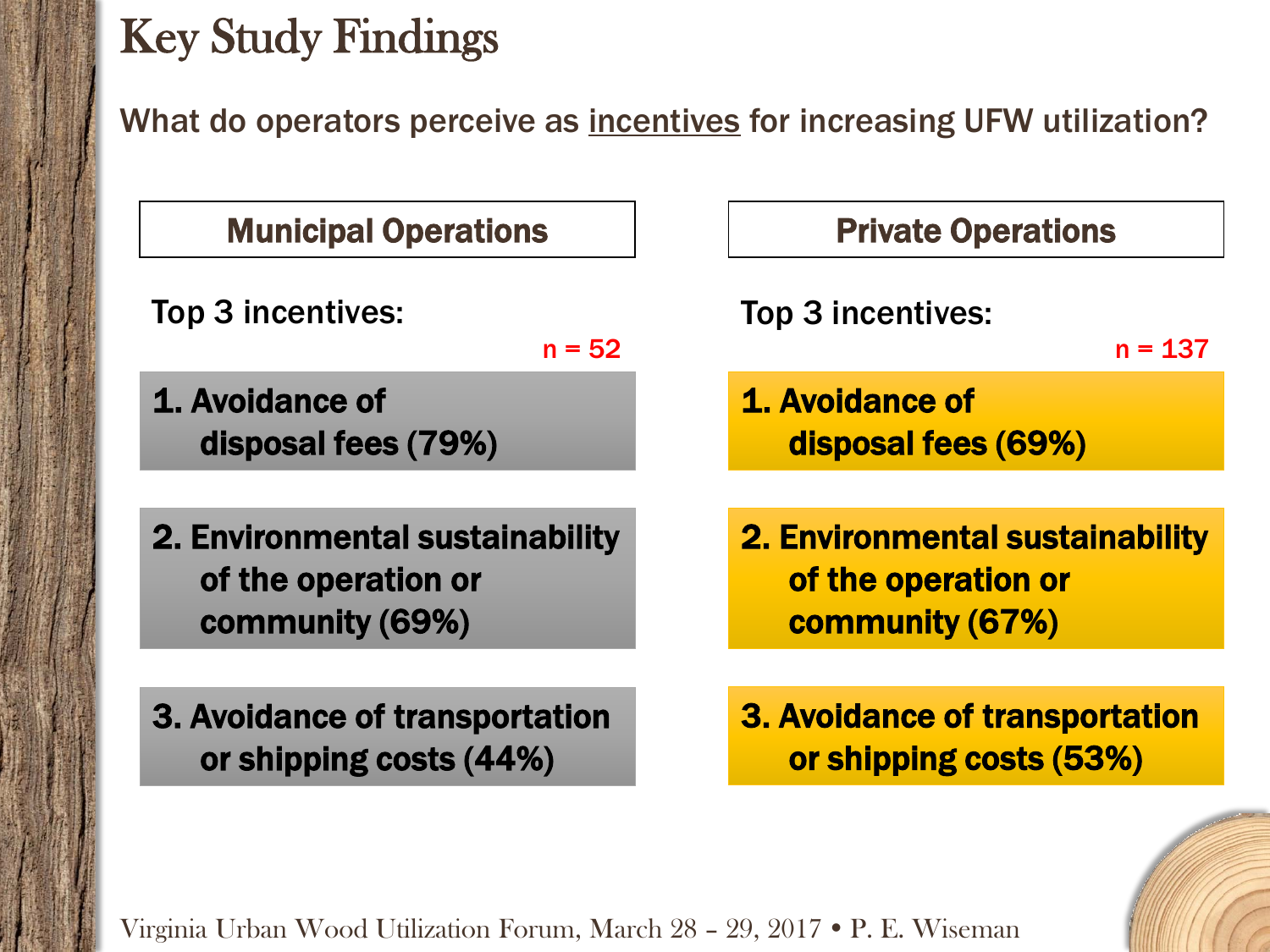# Key Study Findings

What do operators perceive as <u>incentives</u> for increasing UFW utilization?

## Municipal Operations

Top 3 incentives:

n = 52

1. **Avoidance of disposal fees (79%)**
2. **Environmental sustainability of the operation or community (69%)**
3. **Avoidance of transportation or shipping costs (44%)**

## Private Operations

Top 3 incentives:

n = 137

1. **Avoidance of disposal fees (69%)**
2. **Environmental sustainability of the operation or community (67%)**
3. **Avoidance of transportation or shipping costs (53%)**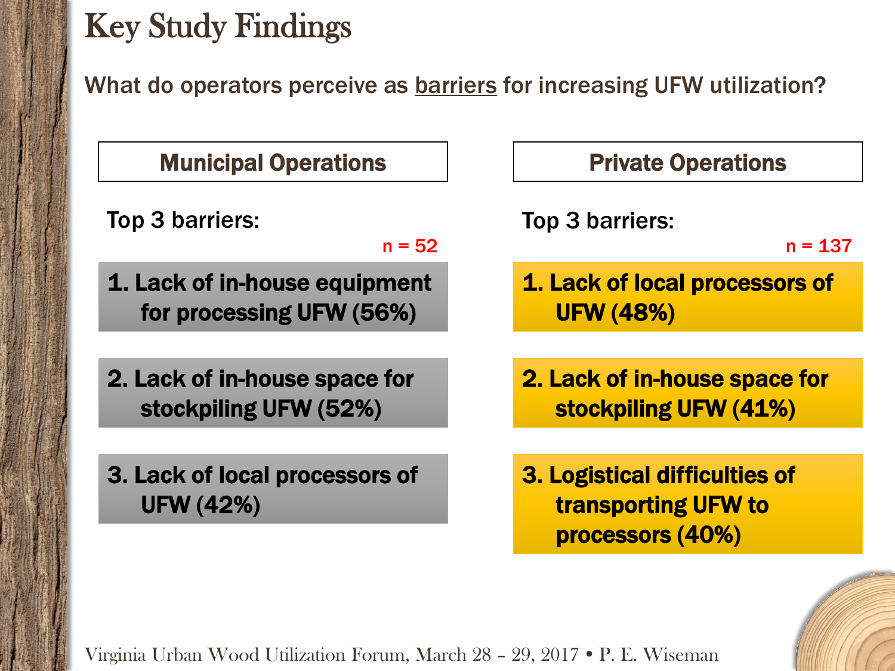# Key Study Findings

What do operators perceive as <u>barriers</u> for increasing UFW utilization?

## Municipal Operations

Top 3 barriers:

n = 52

1. Lack of in-house equipment for processing UFW (56%)
2. Lack of in-house space for stockpiling UFW (52%)
3. Lack of local processors of UFW (42%)

## Private Operations

Top 3 barriers:

n = 137

1. Lack of local processors of UFW (48%)
2. Lack of in-house space for stockpiling UFW (41%)
3. Logistical difficulties of transporting UFW to processors (40%)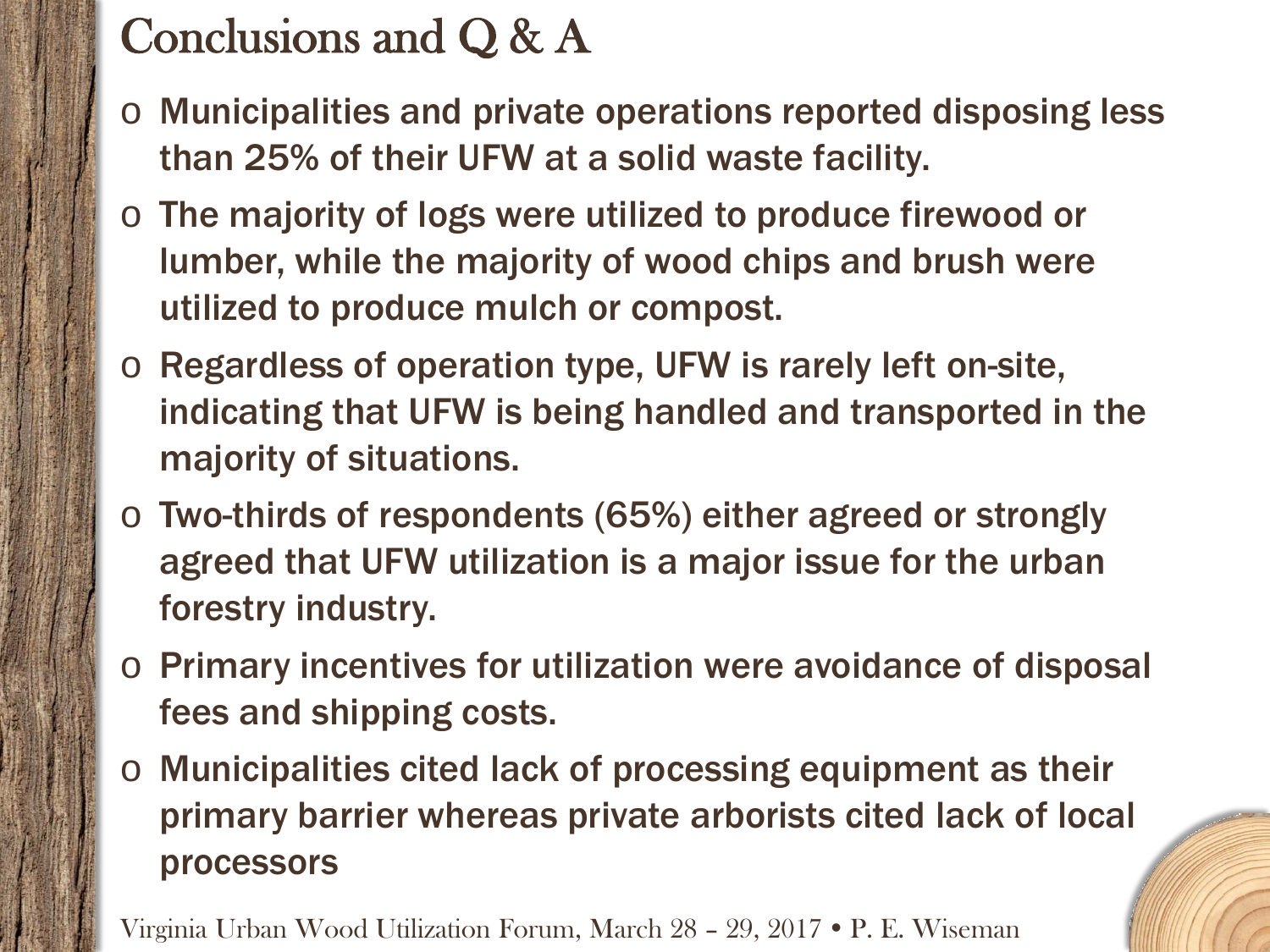# Conclusions and Q & A

- Municipalities and private operations reported disposing less than 25% of their UFW at a solid waste facility.
- The majority of logs were utilized to produce firewood or lumber, while the majority of wood chips and brush were utilized to produce mulch or compost.
- Regardless of operation type, UFW is rarely left on-site, indicating that UFW is being handled and transported in the majority of situations.
- Two-thirds of respondents (65%) either agreed or strongly agreed that UFW utilization is a major issue for the urban forestry industry.
- Primary incentives for utilization were avoidance of disposal fees and shipping costs.
- Municipalities cited lack of processing equipment as their primary barrier whereas private arborists cited lack of local processors